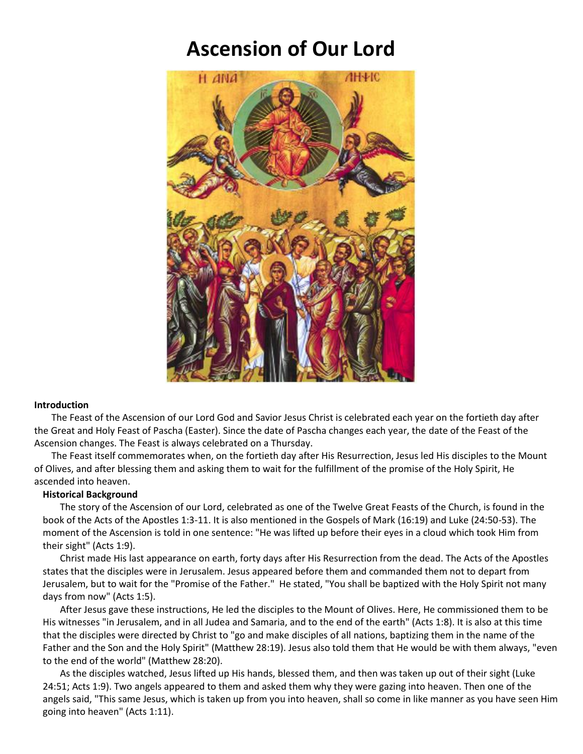# Ascension of Our Lord

**Introduction**

The Feast of the Ascension of our Lord God and Savior Jesus Christ is celebrated each year on the fortieth day after the Great and Holy Feast of Pascha (Easter). Since the date of Pascha changes each year, the date of the Feast of the Ascension changes. The Feast is always celebrated on a Thursday.

The Feast itself commemorates when, on the fortieth day after His Resurrection, Jesus led His disciples to the Mount of Olives, and after blessing them and asking them to wait for the fulfillment of the promise of the Holy Spirit, He ascended into heaven.

**Historical Background**

The story of the Ascension of our Lord, celebrated as one of the Twelve Great Feasts of the Church, is found in the book of the Acts of the Apostles 1:3-11. It is also mentioned in the Gospels of Mark (16:19) and Luke (24:50-53). The moment of the Ascension is told in one sentence: "He was lifted up before their eyes in a cloud which took Him from their sight" (Acts 1:9).

Christ made His last appearance on earth, forty days after His Resurrection from the dead. The Acts of the Apostles states that the disciples were in Jerusalem. Jesus appeared before them and commanded them not to depart from Jerusalem, but to wait for the "Promise of the Father." He stated, "You shall be baptized with the Holy Spirit not many days from now" (Acts 1:5).

After Jesus gave these instructions, He led the disciples to the Mount of Olives. Here, He commissioned them to be His witnesses "in Jerusalem, and in all Judea and Samaria, and to the end of the earth" (Acts 1:8). It is also at this time that the disciples were directed by Christ to "go and make disciples of all nations, baptizing them in the name of the Father and the Son and the Holy Spirit" (Matthew 28:19). Jesus also told them that He would be with them always, "even to the end of the world" (Matthew 28:20).

As the disciples watched, Jesus lifted up His hands, blessed them, and then was taken up out of their sight (Luke 24:51; Acts 1:9). Two angels appeared to them and asked them why they were gazing into heaven. Then one of the angels said, "This same Jesus, which is taken up from you into heaven, shall so come in like manner as you have seen Him going into heaven" (Acts 1:11).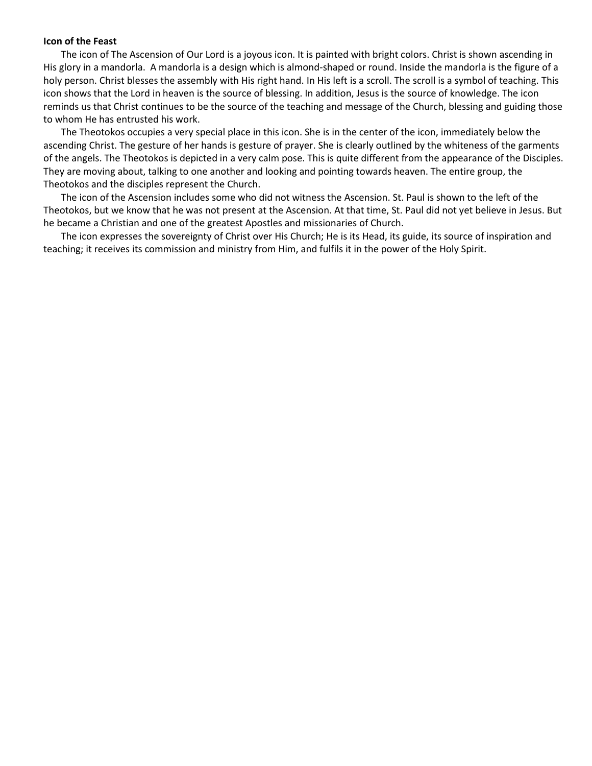**Icon of the Feast**

The icon of The Ascension of Our Lord is a joyous icon. It is painted with bright colors. Christ is shown ascending in His glory in a mandorla. A mandorla is a design which is almond-shaped or round. Inside the mandorla is the figure of a holy person. Christ blesses the assembly with His right hand. In His left is a scroll. The scroll is a symbol of teaching. This icon shows that the Lord in heaven is the source of blessing. In addition, Jesus is the source of knowledge. The icon reminds us that Christ continues to be the source of the teaching and message of the Church, blessing and guiding those to whom He has entrusted his work.

The Theotokos occupies a very special place in this icon. She is in the center of the icon, immediately below the ascending Christ. The gesture of her hands is gesture of prayer. She is clearly outlined by the whiteness of the garments of the angels. The Theotokos is depicted in a very calm pose. This is quite different from the appearance of the Disciples. They are moving about, talking to one another and looking and pointing towards heaven. The entire group, the Theotokos and the disciples represent the Church.

The icon of the Ascension includes some who did not witness the Ascension. St. Paul is shown to the left of the Theotokos, but we know that he was not present at the Ascension. At that time, St. Paul did not yet believe in Jesus. But he became a Christian and one of the greatest Apostles and missionaries of Church.

The icon expresses the sovereignty of Christ over His Church; He is its Head, its guide, its source of inspiration and teaching; it receives its commission and ministry from Him, and fulfils it in the power of the Holy Spirit.